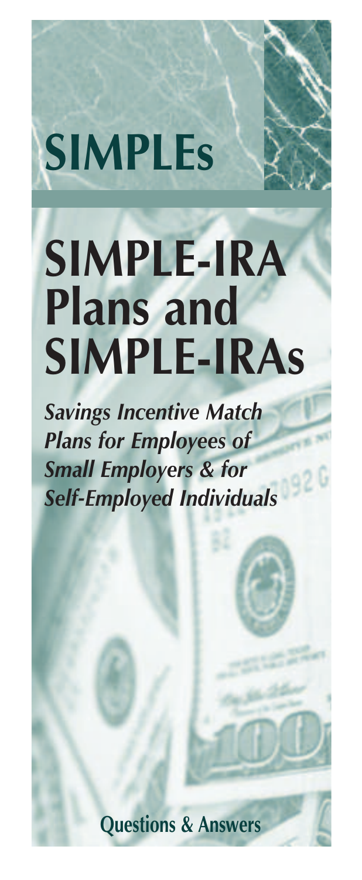# SIMPLEs

# SIMPLE-IRA Plans and SIMPLE-IRAs

***Savings Incentive Match Plans for Employees of Small Employers & for Self-Employed Individuals***

**Questions & Answers**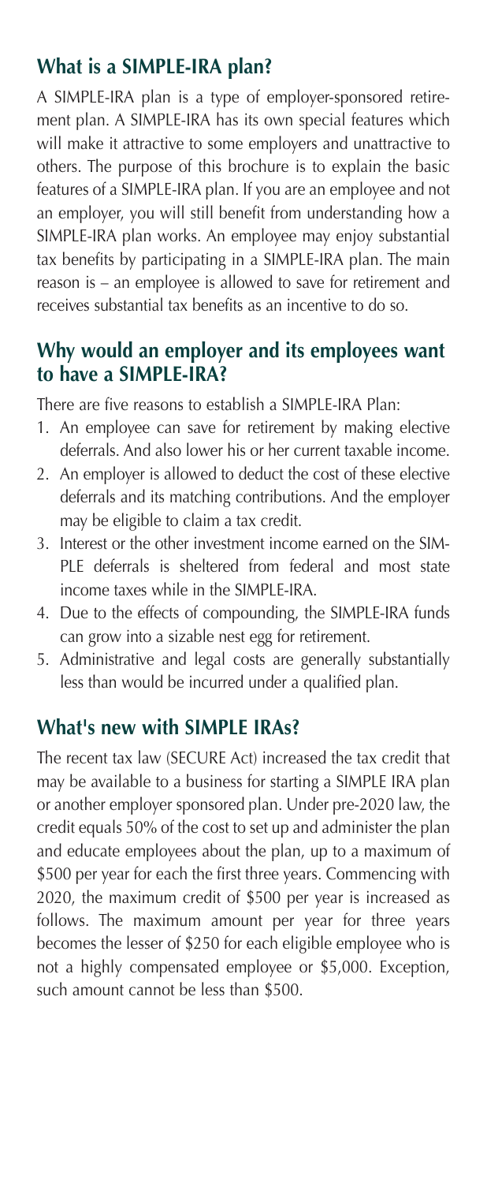## What is a SIMPLE-IRA plan?

A SIMPLE-IRA plan is a type of employer-sponsored retirement plan. A SIMPLE-IRA has its own special features which will make it attractive to some employers and unattractive to others. The purpose of this brochure is to explain the basic features of a SIMPLE-IRA plan. If you are an employee and not an employer, you will still benefit from understanding how a SIMPLE-IRA plan works. An employee may enjoy substantial tax benefits by participating in a SIMPLE-IRA plan. The main reason is – an employee is allowed to save for retirement and receives substantial tax benefits as an incentive to do so.

## Why would an employer and its employees want to have a SIMPLE-IRA?

There are five reasons to establish a SIMPLE-IRA Plan:

1. An employee can save for retirement by making elective deferrals. And also lower his or her current taxable income.
2. An employer is allowed to deduct the cost of these elective deferrals and its matching contributions. And the employer may be eligible to claim a tax credit.
3. Interest or the other investment income earned on the SIMPLE deferrals is sheltered from federal and most state income taxes while in the SIMPLE-IRA.
4. Due to the effects of compounding, the SIMPLE-IRA funds can grow into a sizable nest egg for retirement.
5. Administrative and legal costs are generally substantially less than would be incurred under a qualified plan.

## What's new with SIMPLE IRAs?

The recent tax law (SECURE Act) increased the tax credit that may be available to a business for starting a SIMPLE IRA plan or another employer sponsored plan. Under pre-2020 law, the credit equals 50% of the cost to set up and administer the plan and educate employees about the plan, up to a maximum of $500 per year for each the first three years. Commencing with 2020, the maximum credit of $500 per year is increased as follows. The maximum amount per year for three years becomes the lesser of $250 for each eligible employee who is not a highly compensated employee or $5,000. Exception, such amount cannot be less than $500.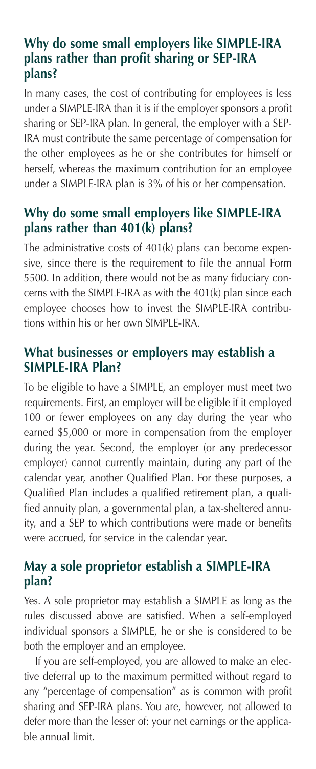## Why do some small employers like SIMPLE-IRA plans rather than profit sharing or SEP-IRA plans?

In many cases, the cost of contributing for employees is less under a SIMPLE-IRA than it is if the employer sponsors a profit sharing or SEP-IRA plan. In general, the employer with a SEP-IRA must contribute the same percentage of compensation for the other employees as he or she contributes for himself or herself, whereas the maximum contribution for an employee under a SIMPLE-IRA plan is 3% of his or her compensation.

## Why do some small employers like SIMPLE-IRA plans rather than 401(k) plans?

The administrative costs of 401(k) plans can become expensive, since there is the requirement to file the annual Form 5500. In addition, there would not be as many fiduciary concerns with the SIMPLE-IRA as with the 401(k) plan since each employee chooses how to invest the SIMPLE-IRA contributions within his or her own SIMPLE-IRA.

## What businesses or employers may establish a SIMPLE-IRA Plan?

To be eligible to have a SIMPLE, an employer must meet two requirements. First, an employer will be eligible if it employed 100 or fewer employees on any day during the year who earned $5,000 or more in compensation from the employer during the year. Second, the employer (or any predecessor employer) cannot currently maintain, during any part of the calendar year, another Qualified Plan. For these purposes, a Qualified Plan includes a qualified retirement plan, a qualified annuity plan, a governmental plan, a tax-sheltered annuity, and a SEP to which contributions were made or benefits were accrued, for service in the calendar year.

## May a sole proprietor establish a SIMPLE-IRA plan?

Yes. A sole proprietor may establish a SIMPLE as long as the rules discussed above are satisfied. When a self-employed individual sponsors a SIMPLE, he or she is considered to be both the employer and an employee.

If you are self-employed, you are allowed to make an elective deferral up to the maximum permitted without regard to any "percentage of compensation" as is common with profit sharing and SEP-IRA plans. You are, however, not allowed to defer more than the lesser of: your net earnings or the applicable annual limit.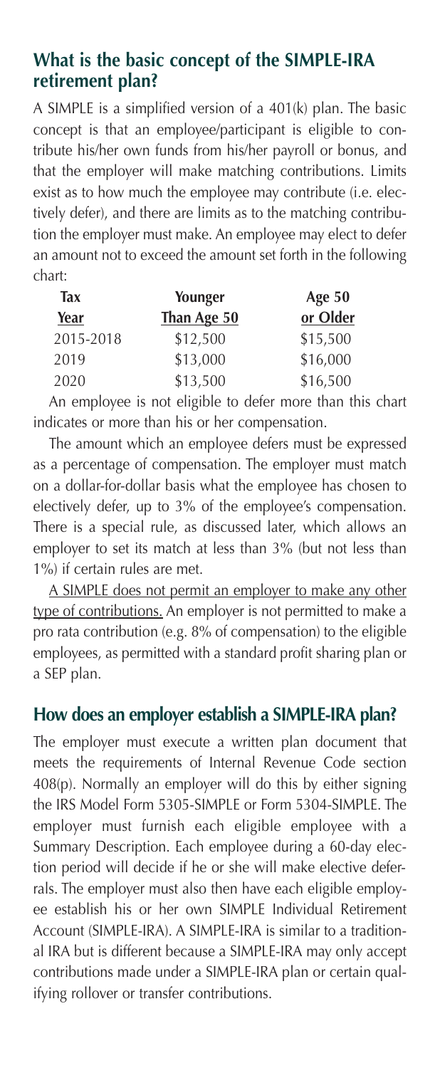## What is the basic concept of the SIMPLE-IRA retirement plan?

A SIMPLE is a simplified version of a 401(k) plan. The basic concept is that an employee/participant is eligible to contribute his/her own funds from his/her payroll or bonus, and that the employer will make matching contributions. Limits exist as to how much the employee may contribute (i.e. electively defer), and there are limits as to the matching contribution the employer must make. An employee may elect to defer an amount not to exceed the amount set forth in the following chart:

| Tax Year | Younger Than Age 50 | Age 50 or Older |
|---|---|---|
| 2015-2018 | \$12,500 | \$15,500 |
| 2019 | \$13,000 | \$16,000 |
| 2020 | \$13,500 | \$16,500 |

An employee is not eligible to defer more than this chart indicates or more than his or her compensation.

The amount which an employee defers must be expressed as a percentage of compensation. The employer must match on a dollar-for-dollar basis what the employee has chosen to electively defer, up to 3% of the employee's compensation. There is a special rule, as discussed later, which allows an employer to set its match at less than 3% (but not less than 1%) if certain rules are met.

<u>A SIMPLE does not permit an employer to make any other type of contributions.</u> An employer is not permitted to make a pro rata contribution (e.g. 8% of compensation) to the eligible employees, as permitted with a standard profit sharing plan or a SEP plan.

## How does an employer establish a SIMPLE-IRA plan?

The employer must execute a written plan document that meets the requirements of Internal Revenue Code section 408(p). Normally an employer will do this by either signing the IRS Model Form 5305-SIMPLE or Form 5304-SIMPLE. The employer must furnish each eligible employee with a Summary Description. Each employee during a 60-day election period will decide if he or she will make elective deferrals. The employer must also then have each eligible employee establish his or her own SIMPLE Individual Retirement Account (SIMPLE-IRA). A SIMPLE-IRA is similar to a traditional IRA but is different because a SIMPLE-IRA may only accept contributions made under a SIMPLE-IRA plan or certain qualifying rollover or transfer contributions.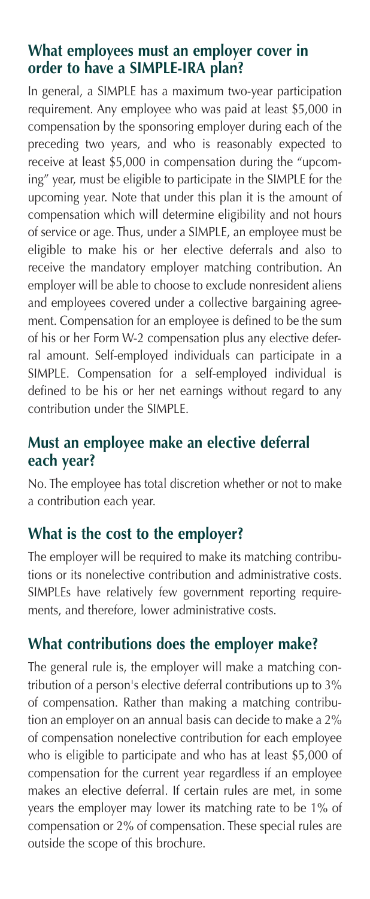## What employees must an employer cover in order to have a SIMPLE-IRA plan?

In general, a SIMPLE has a maximum two-year participation requirement. Any employee who was paid at least $5,000 in compensation by the sponsoring employer during each of the preceding two years, and who is reasonably expected to receive at least $5,000 in compensation during the "upcoming" year, must be eligible to participate in the SIMPLE for the upcoming year. Note that under this plan it is the amount of compensation which will determine eligibility and not hours of service or age. Thus, under a SIMPLE, an employee must be eligible to make his or her elective deferrals and also to receive the mandatory employer matching contribution. An employer will be able to choose to exclude nonresident aliens and employees covered under a collective bargaining agreement. Compensation for an employee is defined to be the sum of his or her Form W-2 compensation plus any elective deferral amount. Self-employed individuals can participate in a SIMPLE. Compensation for a self-employed individual is defined to be his or her net earnings without regard to any contribution under the SIMPLE.

## Must an employee make an elective deferral each year?

No. The employee has total discretion whether or not to make a contribution each year.

## What is the cost to the employer?

The employer will be required to make its matching contributions or its nonelective contribution and administrative costs. SIMPLEs have relatively few government reporting requirements, and therefore, lower administrative costs.

## What contributions does the employer make?

The general rule is, the employer will make a matching contribution of a person's elective deferral contributions up to 3% of compensation. Rather than making a matching contribution an employer on an annual basis can decide to make a 2% of compensation nonelective contribution for each employee who is eligible to participate and who has at least $5,000 of compensation for the current year regardless if an employee makes an elective deferral. If certain rules are met, in some years the employer may lower its matching rate to be 1% of compensation or 2% of compensation. These special rules are outside the scope of this brochure.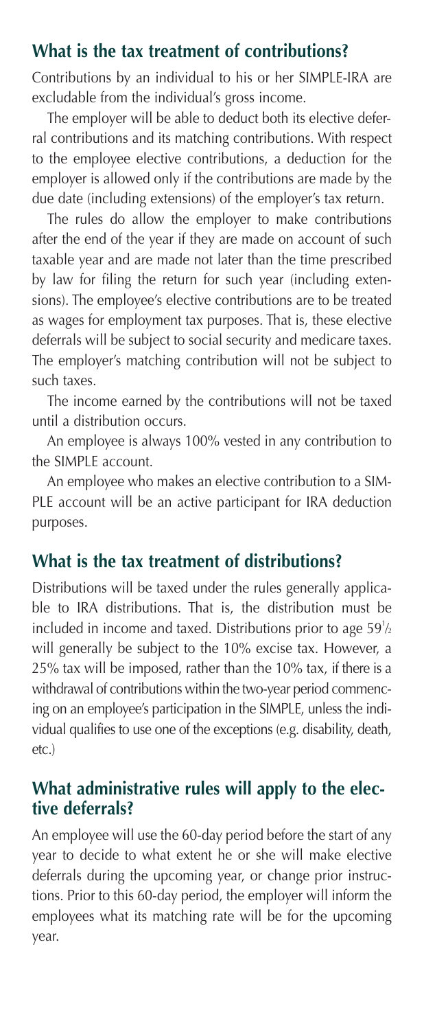## What is the tax treatment of contributions?

Contributions by an individual to his or her SIMPLE-IRA are excludable from the individual's gross income.

The employer will be able to deduct both its elective deferral contributions and its matching contributions. With respect to the employee elective contributions, a deduction for the employer is allowed only if the contributions are made by the due date (including extensions) of the employer's tax return.

The rules do allow the employer to make contributions after the end of the year if they are made on account of such taxable year and are made not later than the time prescribed by law for filing the return for such year (including extensions). The employee's elective contributions are to be treated as wages for employment tax purposes. That is, these elective deferrals will be subject to social security and medicare taxes. The employer's matching contribution will not be subject to such taxes.

The income earned by the contributions will not be taxed until a distribution occurs.

An employee is always 100% vested in any contribution to the SIMPLE account.

An employee who makes an elective contribution to a SIMPLE account will be an active participant for IRA deduction purposes.

## What is the tax treatment of distributions?

Distributions will be taxed under the rules generally applicable to IRA distributions. That is, the distribution must be included in income and taxed. Distributions prior to age 59½ will generally be subject to the 10% excise tax. However, a 25% tax will be imposed, rather than the 10% tax, if there is a withdrawal of contributions within the two-year period commencing on an employee's participation in the SIMPLE, unless the individual qualifies to use one of the exceptions (e.g. disability, death, etc.)

## What administrative rules will apply to the elective deferrals?

An employee will use the 60-day period before the start of any year to decide to what extent he or she will make elective deferrals during the upcoming year, or change prior instructions. Prior to this 60-day period, the employer will inform the employees what its matching rate will be for the upcoming year.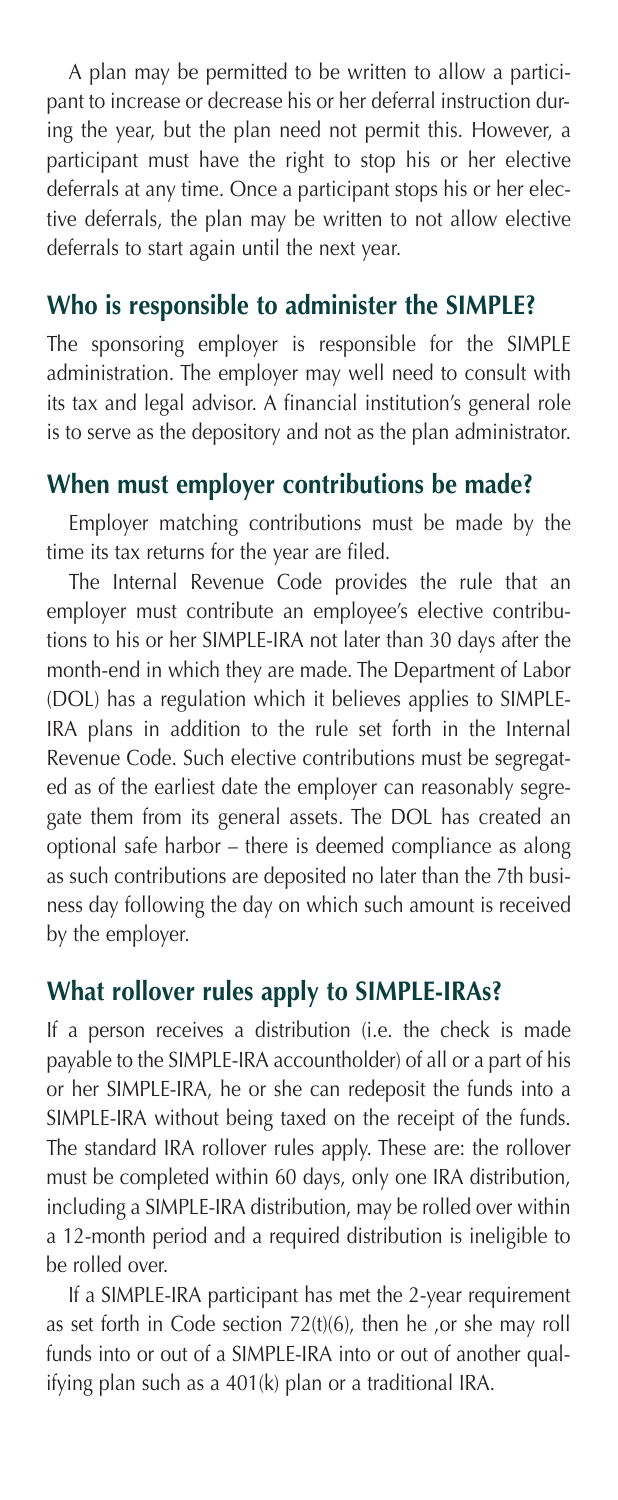A plan may be permitted to be written to allow a participant to increase or decrease his or her deferral instruction during the year, but the plan need not permit this. However, a participant must have the right to stop his or her elective deferrals at any time. Once a participant stops his or her elective deferrals, the plan may be written to not allow elective deferrals to start again until the next year.

## Who is responsible to administer the SIMPLE?

The sponsoring employer is responsible for the SIMPLE administration. The employer may well need to consult with its tax and legal advisor. A financial institution's general role is to serve as the depository and not as the plan administrator.

## When must employer contributions be made?

Employer matching contributions must be made by the time its tax returns for the year are filed.

The Internal Revenue Code provides the rule that an employer must contribute an employee's elective contributions to his or her SIMPLE-IRA not later than 30 days after the month-end in which they are made. The Department of Labor (DOL) has a regulation which it believes applies to SIMPLE-IRA plans in addition to the rule set forth in the Internal Revenue Code. Such elective contributions must be segregated as of the earliest date the employer can reasonably segregate them from its general assets. The DOL has created an optional safe harbor – there is deemed compliance as along as such contributions are deposited no later than the 7th business day following the day on which such amount is received by the employer.

## What rollover rules apply to SIMPLE-IRAs?

If a person receives a distribution (i.e. the check is made payable to the SIMPLE-IRA accountholder) of all or a part of his or her SIMPLE-IRA, he or she can redeposit the funds into a SIMPLE-IRA without being taxed on the receipt of the funds. The standard IRA rollover rules apply. These are: the rollover must be completed within 60 days, only one IRA distribution, including a SIMPLE-IRA distribution, may be rolled over within a 12-month period and a required distribution is ineligible to be rolled over.

If a SIMPLE-IRA participant has met the 2-year requirement as set forth in Code section 72(t)(6), then he ,or she may roll funds into or out of a SIMPLE-IRA into or out of another qualifying plan such as a 401(k) plan or a traditional IRA.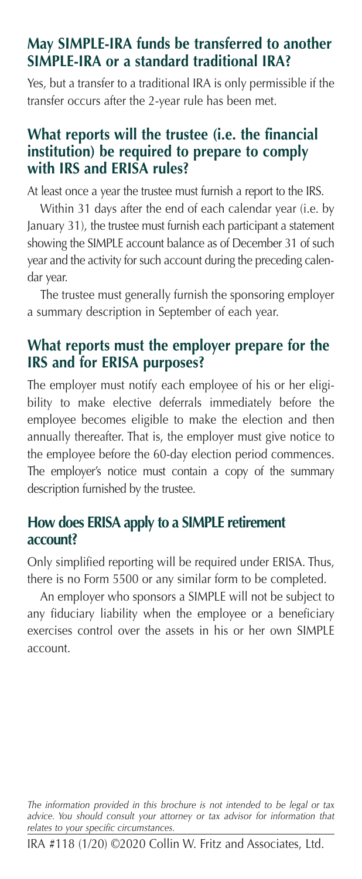## May SIMPLE-IRA funds be transferred to another SIMPLE-IRA or a standard traditional IRA?

Yes, but a transfer to a traditional IRA is only permissible if the transfer occurs after the 2-year rule has been met.

## What reports will the trustee (i.e. the financial institution) be required to prepare to comply with IRS and ERISA rules?

At least once a year the trustee must furnish a report to the IRS.

Within 31 days after the end of each calendar year (i.e. by January 31), the trustee must furnish each participant a statement showing the SIMPLE account balance as of December 31 of such year and the activity for such account during the preceding calendar year.

The trustee must generally furnish the sponsoring employer a summary description in September of each year.

## What reports must the employer prepare for the IRS and for ERISA purposes?

The employer must notify each employee of his or her eligibility to make elective deferrals immediately before the employee becomes eligible to make the election and then annually thereafter. That is, the employer must give notice to the employee before the 60-day election period commences. The employer's notice must contain a copy of the summary description furnished by the trustee.

## How does ERISA apply to a SIMPLE retirement account?

Only simplified reporting will be required under ERISA. Thus, there is no Form 5500 or any similar form to be completed.

An employer who sponsors a SIMPLE will not be subject to any fiduciary liability when the employee or a beneficiary exercises control over the assets in his or her own SIMPLE account.

*The information provided in this brochure is not intended to be legal or tax advice. You should consult your attorney or tax advisor for information that relates to your specific circumstances.*

IRA #118 (1/20) ©2020 Collin W. Fritz and Associates, Ltd.